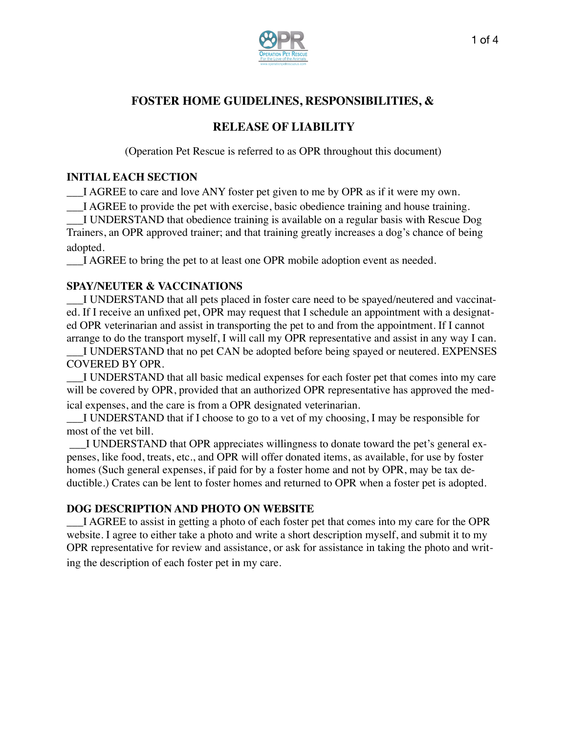# FOSTER HOME GUIDELINES, RESPONSIBILITIES, &

# RELEASE OF LIABILITY

(Operation Pet Rescue is referred to as OPR throughout this document)

**INITIAL EACH SECTION**

___I AGREE to care and love ANY foster pet given to me by OPR as if it were my own.

___I AGREE to provide the pet with exercise, basic obedience training and house training.

___I UNDERSTAND that obedience training is available on a regular basis with Rescue Dog Trainers, an OPR approved trainer; and that training greatly increases a dog's chance of being adopted.

___I AGREE to bring the pet to at least one OPR mobile adoption event as needed.

**SPAY/NEUTER & VACCINATIONS**

___I UNDERSTAND that all pets placed in foster care need to be spayed/neutered and vaccinated. If I receive an unfixed pet, OPR may request that I schedule an appointment with a designated OPR veterinarian and assist in transporting the pet to and from the appointment. If I cannot arrange to do the transport myself, I will call my OPR representative and assist in any way I can.

___I UNDERSTAND that no pet CAN be adopted before being spayed or neutered. EXPENSES COVERED BY OPR.

___I UNDERSTAND that all basic medical expenses for each foster pet that comes into my care will be covered by OPR, provided that an authorized OPR representative has approved the medical expenses, and the care is from a OPR designated veterinarian.

___I UNDERSTAND that if I choose to go to a vet of my choosing, I may be responsible for most of the vet bill.

___I UNDERSTAND that OPR appreciates willingness to donate toward the pet's general expenses, like food, treats, etc., and OPR will offer donated items, as available, for use by foster homes (Such general expenses, if paid for by a foster home and not by OPR, may be tax deductible.) Crates can be lent to foster homes and returned to OPR when a foster pet is adopted.

**DOG DESCRIPTION AND PHOTO ON WEBSITE**

___I AGREE to assist in getting a photo of each foster pet that comes into my care for the OPR website. I agree to either take a photo and write a short description myself, and submit it to my OPR representative for review and assistance, or ask for assistance in taking the photo and writing the description of each foster pet in my care.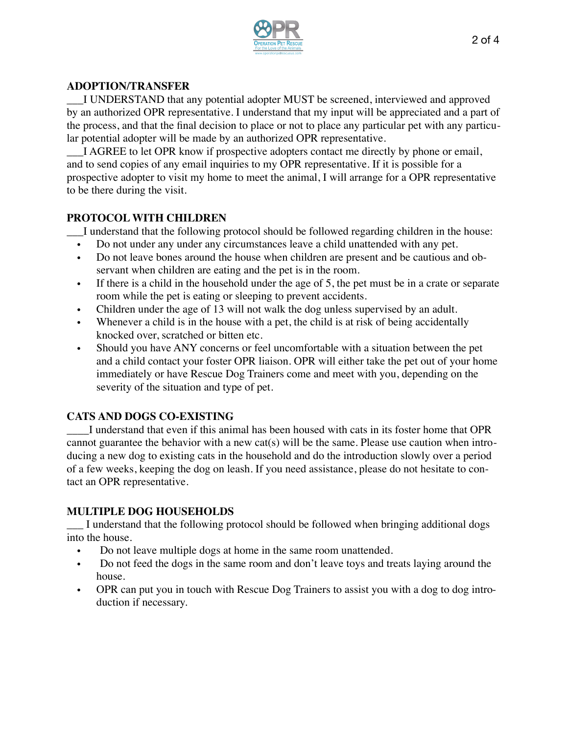## ADOPTION/TRANSFER

___I UNDERSTAND that any potential adopter MUST be screened, interviewed and approved by an authorized OPR representative. I understand that my input will be appreciated and a part of the process, and that the final decision to place or not to place any particular pet with any particular potential adopter will be made by an authorized OPR representative.

___I AGREE to let OPR know if prospective adopters contact me directly by phone or email, and to send copies of any email inquiries to my OPR representative. If it is possible for a prospective adopter to visit my home to meet the animal, I will arrange for a OPR representative to be there during the visit.

## PROTOCOL WITH CHILDREN

___I understand that the following protocol should be followed regarding children in the house:

- Do not under any under any circumstances leave a child unattended with any pet.
- Do not leave bones around the house when children are present and be cautious and observant when children are eating and the pet is in the room.
- If there is a child in the household under the age of 5, the pet must be in a crate or separate room while the pet is eating or sleeping to prevent accidents.
- Children under the age of 13 will not walk the dog unless supervised by an adult.
- Whenever a child is in the house with a pet, the child is at risk of being accidentally knocked over, scratched or bitten etc.
- Should you have ANY concerns or feel uncomfortable with a situation between the pet and a child contact your foster OPR liaison. OPR will either take the pet out of your home immediately or have Rescue Dog Trainers come and meet with you, depending on the severity of the situation and type of pet.

## CATS AND DOGS CO-EXISTING

____I understand that even if this animal has been housed with cats in its foster home that OPR cannot guarantee the behavior with a new cat(s) will be the same. Please use caution when introducing a new dog to existing cats in the household and do the introduction slowly over a period of a few weeks, keeping the dog on leash. If you need assistance, please do not hesitate to contact an OPR representative.

## MULTIPLE DOG HOUSEHOLDS

___ I understand that the following protocol should be followed when bringing additional dogs into the house.

- Do not leave multiple dogs at home in the same room unattended.
- Do not feed the dogs in the same room and don't leave toys and treats laying around the house.
- OPR can put you in touch with Rescue Dog Trainers to assist you with a dog to dog introduction if necessary.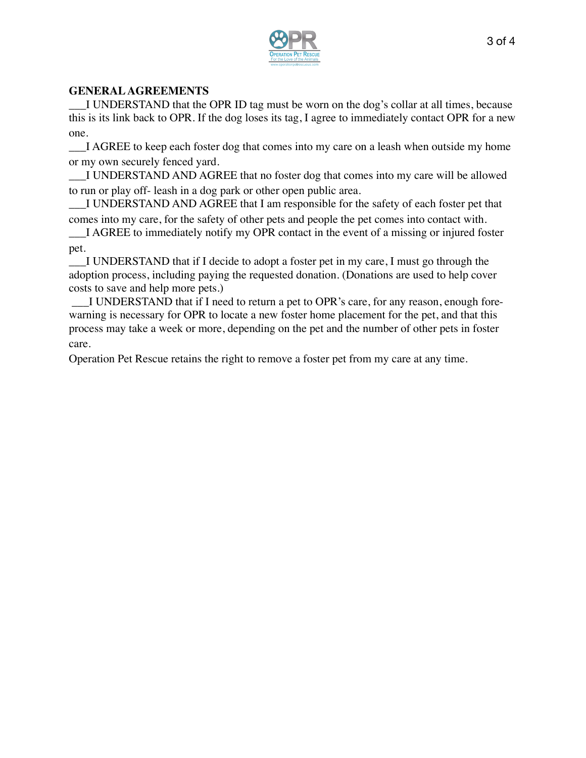**GENERAL AGREEMENTS**

___I UNDERSTAND that the OPR ID tag must be worn on the dog's collar at all times, because this is its link back to OPR. If the dog loses its tag, I agree to immediately contact OPR for a new one.

___I AGREE to keep each foster dog that comes into my care on a leash when outside my home or my own securely fenced yard.

___I UNDERSTAND AND AGREE that no foster dog that comes into my care will be allowed to run or play off- leash in a dog park or other open public area.

___I UNDERSTAND AND AGREE that I am responsible for the safety of each foster pet that comes into my care, for the safety of other pets and people the pet comes into contact with.

___I AGREE to immediately notify my OPR contact in the event of a missing or injured foster pet.

___I UNDERSTAND that if I decide to adopt a foster pet in my care, I must go through the adoption process, including paying the requested donation. (Donations are used to help cover costs to save and help more pets.)

___I UNDERSTAND that if I need to return a pet to OPR's care, for any reason, enough fore-warning is necessary for OPR to locate a new foster home placement for the pet, and that this process may take a week or more, depending on the pet and the number of other pets in foster care.

Operation Pet Rescue retains the right to remove a foster pet from my care at any time.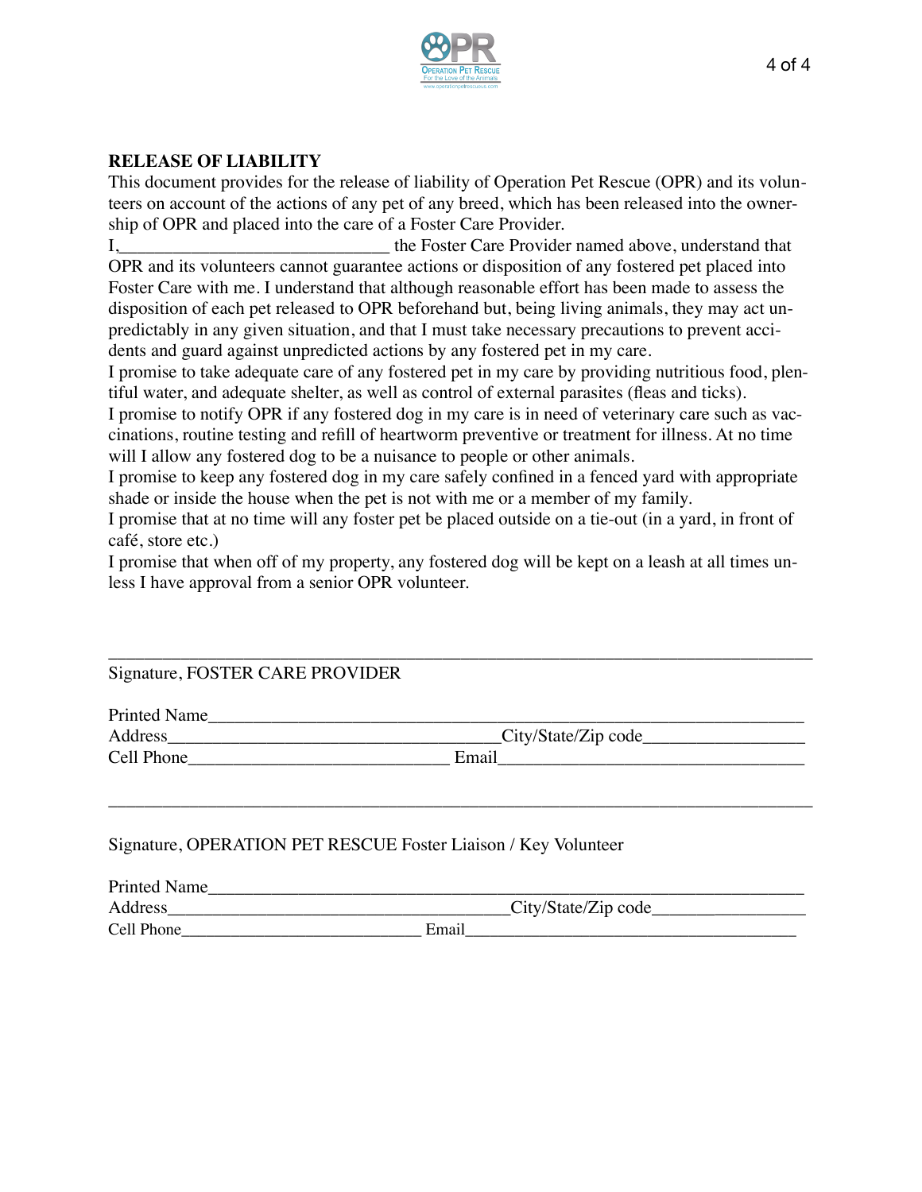**RELEASE OF LIABILITY**

This document provides for the release of liability of Operation Pet Rescue (OPR) and its volunteers on account of the actions of any pet of any breed, which has been released into the ownership of OPR and placed into the care of a Foster Care Provider.

I,______________________________ the Foster Care Provider named above, understand that OPR and its volunteers cannot guarantee actions or disposition of any fostered pet placed into Foster Care with me. I understand that although reasonable effort has been made to assess the disposition of each pet released to OPR beforehand but, being living animals, they may act unpredictably in any given situation, and that I must take necessary precautions to prevent accidents and guard against unpredicted actions by any fostered pet in my care.

I promise to take adequate care of any fostered pet in my care by providing nutritious food, plentiful water, and adequate shelter, as well as control of external parasites (fleas and ticks).

I promise to notify OPR if any fostered dog in my care is in need of veterinary care such as vaccinations, routine testing and refill of heartworm preventive or treatment for illness. At no time will I allow any fostered dog to be a nuisance to people or other animals.

I promise to keep any fostered dog in my care safely confined in a fenced yard with appropriate shade or inside the house when the pet is not with me or a member of my family.

I promise that at no time will any foster pet be placed outside on a tie-out (in a yard, in front of café, store etc.)

I promise that when off of my property, any fostered dog will be kept on a leash at all times unless I have approval from a senior OPR volunteer.

______________________________________________________________________________

Signature, FOSTER CARE PROVIDER

Printed Name________________________________________________________________

Address____________________________________City/State/Zip code_________________

Cell Phone____________________________ Email__________________________________

______________________________________________________________________________

Signature, OPERATION PET RESCUE Foster Liaison / Key Volunteer

Printed Name________________________________________________________________

Address_____________________________________City/State/Zip code________________

Cell Phone____________________________ Email______________________________________